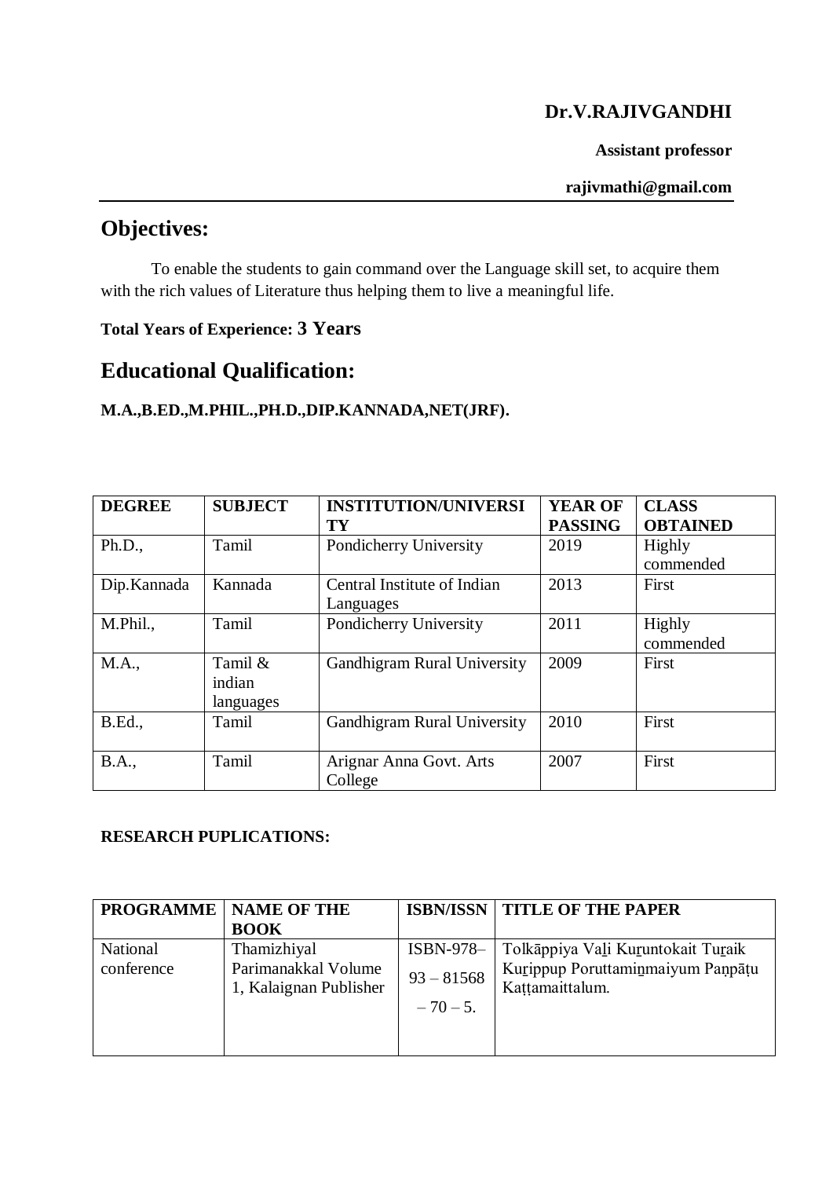**Dr.V.RAJIVGANDHI**

**Assistant professor**

**rajivmathi@gmail.com**

## Objectives:

To enable the students to gain command over the Language skill set, to acquire them with the rich values of Literature thus helping them to live a meaningful life.

**Total Years of Experience: 3 Years**

## Educational Qualification:

**M.A.,B.ED.,M.PHIL.,PH.D.,DIP.KANNADA,NET(JRF).**

| DEGREE | SUBJECT | INSTITUTION/UNIVERSITY | YEAR OF PASSING | CLASS OBTAINED |
|---|---|---|---|---|
| Ph.D., | Tamil | Pondicherry University | 2019 | Highly commended |
| Dip.Kannada | Kannada | Central Institute of Indian Languages | 2013 | First |
| M.Phil., | Tamil | Pondicherry University | 2011 | Highly commended |
| M.A., | Tamil & indian languages | Gandhigram Rural University | 2009 | First |
| B.Ed., | Tamil | Gandhigram Rural University | 2010 | First |
| B.A., | Tamil | Arignar Anna Govt. Arts College | 2007 | First |

**RESEARCH PUPLICATIONS:**

| PROGRAMME | NAME OF THE BOOK | ISBN/ISSN | TITLE OF THE PAPER |
|---|---|---|---|
| National conference | Thamizhiyal Parimanakkal Volume 1, Kalaignan Publisher | ISBN-978– 93 – 81568 – 70 – 5. | Tolkāppiya Vaḻi Kuṟuntokait Tuṟaik Kuṟippup Poruttamiṉmaiyum Paṇpāṭu Kaṭṭamaittalum. |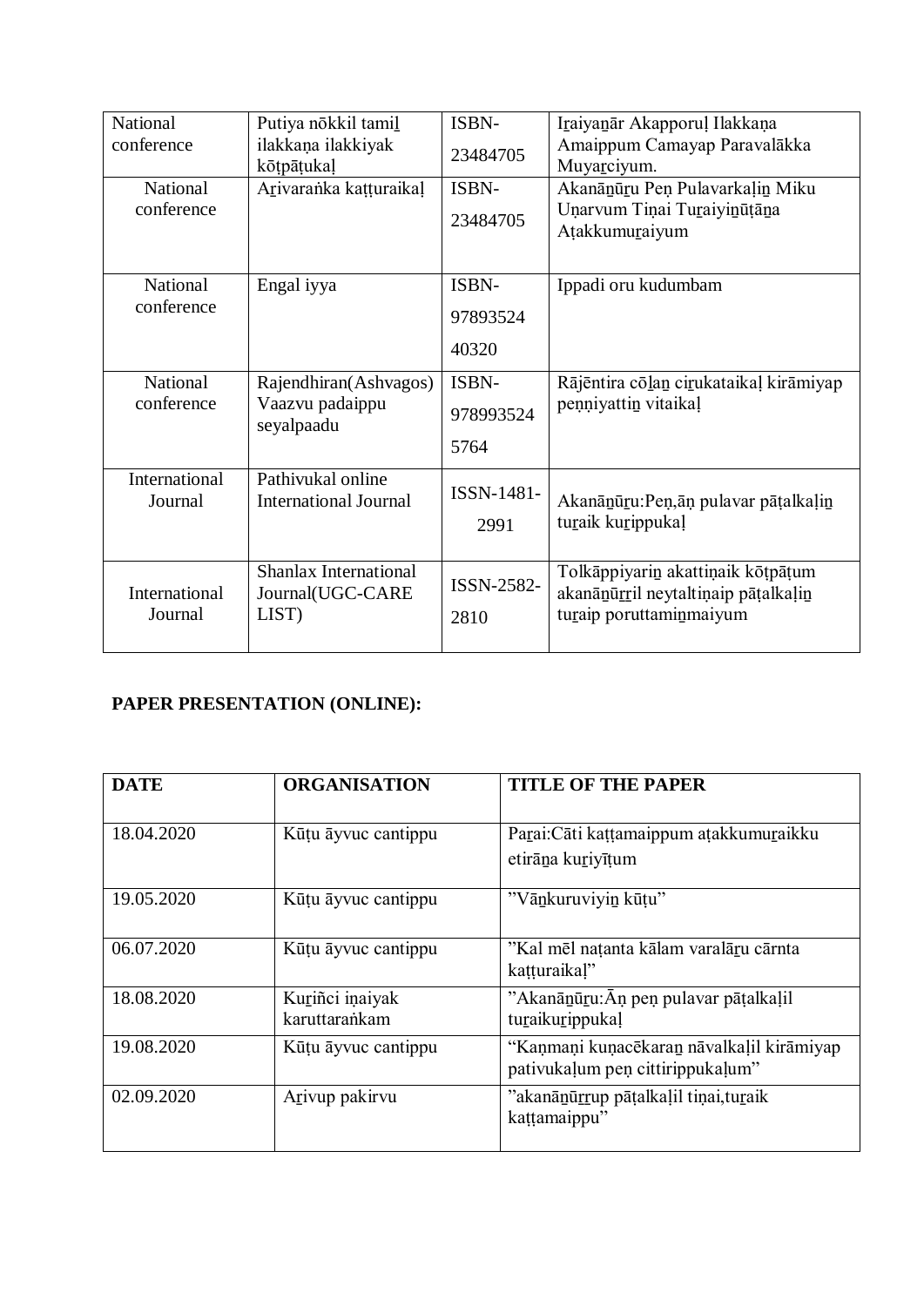| National conference | Putiya nōkkil tamiḻ ilakkaṇa ilakkiyak kōṭpāṭukaḷ | ISBN-23484705 | Iṟaiyaṉār Akapporuḷ Ilakkaṇa Amaippum Camayap Paravalākka Muyaṟciyum. |
|---|---|---|---|
| National conference | Aṟivaraṅka kaṭṭuraikaḷ | ISBN-23484705 | Akanāṉūṟu Peṇ Pulavarkaḷiṉ Miku Uṇarvum Tiṇai Tuṟaiyiṉūṭāṉa Aṭakkumuṟaiyum |
| National conference | Engal iyya | ISBN-9789352440320 | Ippadi oru kudumbam |
| National conference | Rajendhiran(Ashvagos) Vaazvu padaippu seyalpaadu | ISBN-9789935245764 | Rājēntira cōḻaṉ ciṟukataikaḷ kirāmiyap peṇṇiyattiṉ vitaikaḷ |
| International Journal | Pathivukal online International Journal | ISSN-1481-2991 | Akanāṉūṟu:Peṇ,āṇ pulavar pāṭalkaḷiṉ tuṟaik kuṟippukaḷ |
| International Journal | Shanlax International Journal(UGC-CARE LIST) | ISSN-2582-2810 | Tolkāppiyariṉ akattiṇaik kōṭpāṭum akanāṉūṟṟil neytaltiṇaip pāṭalkaḷiṉ tuṟaip poruttamiṉmaiyum |

**PAPER PRESENTATION (ONLINE):**

| DATE | ORGANISATION | TITLE OF THE PAPER |
|---|---|---|
| 18.04.2020 | Kūṭu āyvuc cantippu | Paṟai:Cāti kaṭṭamaippum aṭakkumuṟaikku etirāṉa kuṟiyīṭum |
| 19.05.2020 | Kūṭu āyvuc cantippu | "Vāṉkuruviyiṉ kūṭu" |
| 06.07.2020 | Kūṭu āyvuc cantippu | "Kal mēl naṭanta kālam varalāṟu cārnta kaṭṭuraikaḷ" |
| 18.08.2020 | Kuṟiñci iṇaiyak karuttaraṅkam | "Akanāṉūṟu:Āṇ peṇ pulavar pāṭalkaḷil tuṟaikuṟippukaḷ |
| 19.08.2020 | Kūṭu āyvuc cantippu | "Kaṇmaṇi kuṇacēkaraṉ nāvalkaḷil kirāmiyap pativukaḷum peṇ cittirippukaḷum" |
| 02.09.2020 | Aṟivup pakirvu | "akanāṉūṟṟup pāṭalkaḷil tiṇai,tuṟaik kaṭṭamaippu" |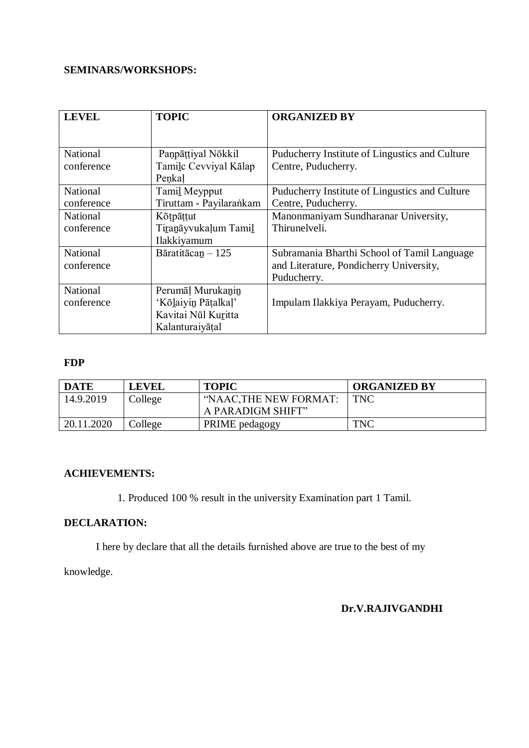**SEMINARS/WORKSHOPS:**

| LEVEL | TOPIC | ORGANIZED BY |
|---|---|---|
| National conference | Paṇpāṭṭiyal Nōkkil Tamiḻc Cevviyal Kālap Peṇkaḷ | Puducherry Institute of Lingustics and Culture Centre, Puducherry. |
| National conference | Tamiḻ Meypput Tiruttam - Payilaraṅkam | Puducherry Institute of Lingustics and Culture Centre, Puducherry. |
| National conference | Kōṭpāṭṭut Tiṟaṉāyvukaḷum Tamiḻ Ilakkiyamum | Manonmaniyam Sundharanar University, Thirunelveli. |
| National conference | Bāratitācaṉ – 125 | Subramania Bharthi School of Tamil Language and Literature, Pondicherry University, Puducherry. |
| National conference | Perumāḷ Murukaṉiṉ 'Kōḻaiyiṉ Pāṭalkaḷ' Kavitai Nūl Kuṟitta Kalanturaiyāṭal | Impulam Ilakkiya Perayam, Puducherry. |

**FDP**

| DATE | LEVEL | TOPIC | ORGANIZED BY |
|---|---|---|---|
| 14.9.2019 | College | "NAAC,THE NEW FORMAT: A PARADIGM SHIFT" | TNC |
| 20.11.2020 | College | PRIME pedagogy | TNC |

**ACHIEVEMENTS:**

1. Produced 100 % result in the university Examination part 1 Tamil.

**DECLARATION:**

I here by declare that all the details furnished above are true to the best of my knowledge.

**Dr.V.RAJIVGANDHI**